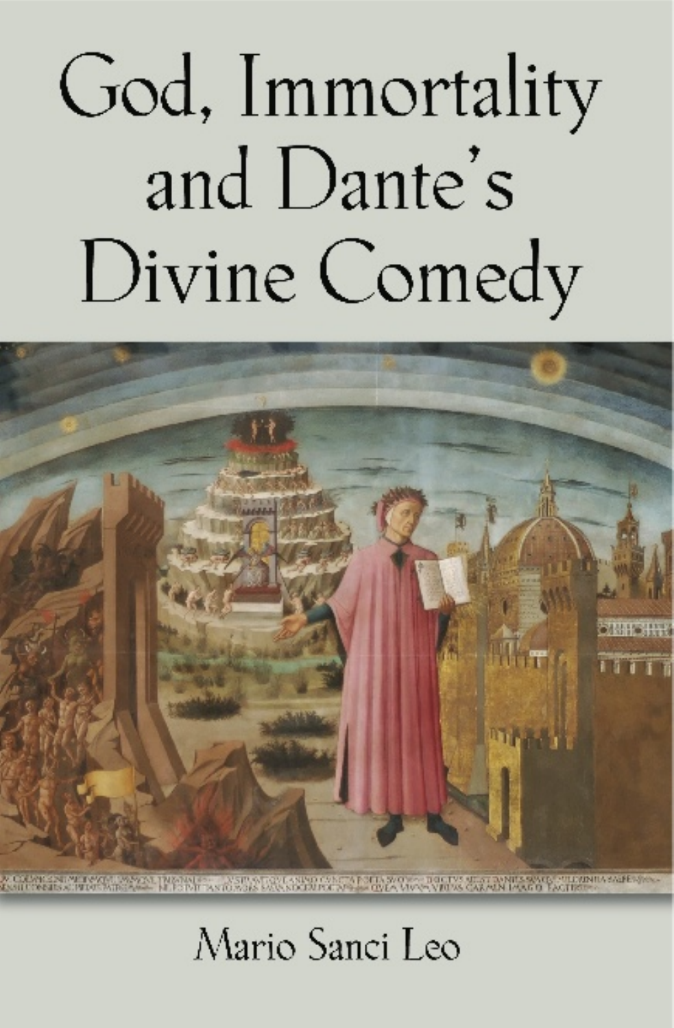# God, Immortality and Dante's Divine Comedy

Mario Sanci Leo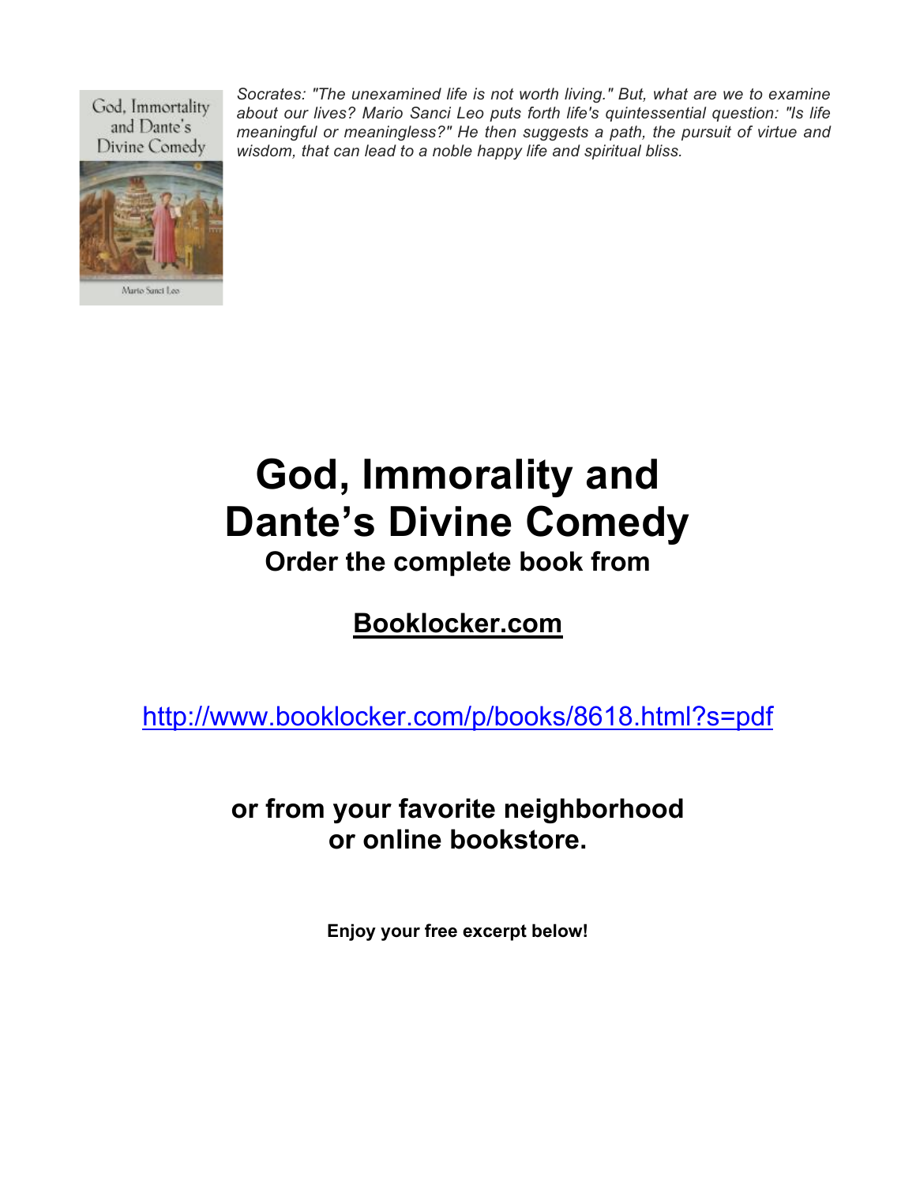*Socrates: "The unexamined life is not worth living." But, what are we to examine about our lives? Mario Sanci Leo puts forth life's quintessential question: "Is life meaningful or meaningless?" He then suggests a path, the pursuit of virtue and wisdom, that can lead to a noble happy life and spiritual bliss.*

# God, Immorality and Dante's Divine Comedy

**Order the complete book from**

**[Booklocker.com](http://www.booklocker.com/p/books/8618.html?s=pdf)**

http://www.booklocker.com/p/books/8618.html?s=pdf

**or from your favorite neighborhood or online bookstore.**

**Enjoy your free excerpt below!**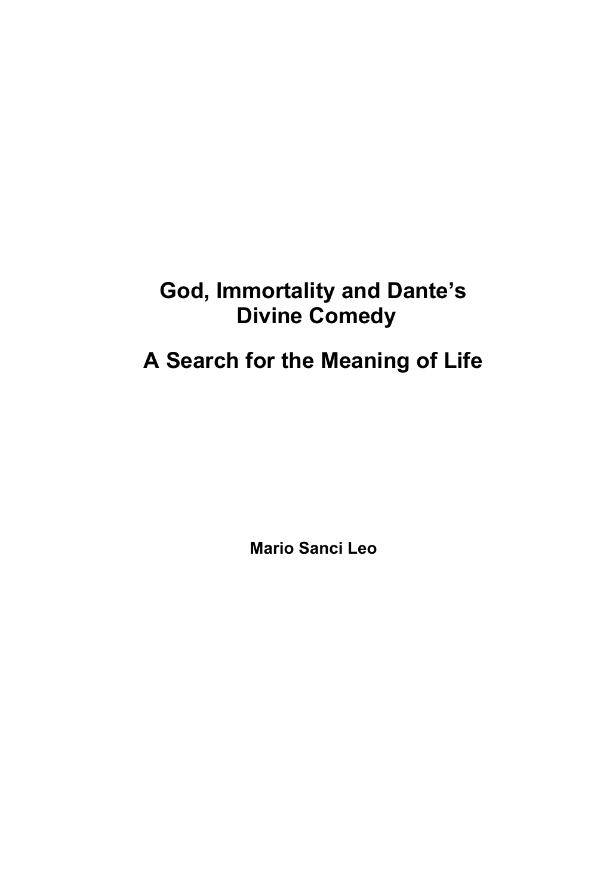# God, Immortality and Dante's Divine Comedy

# A Search for the Meaning of Life

**Mario Sanci Leo**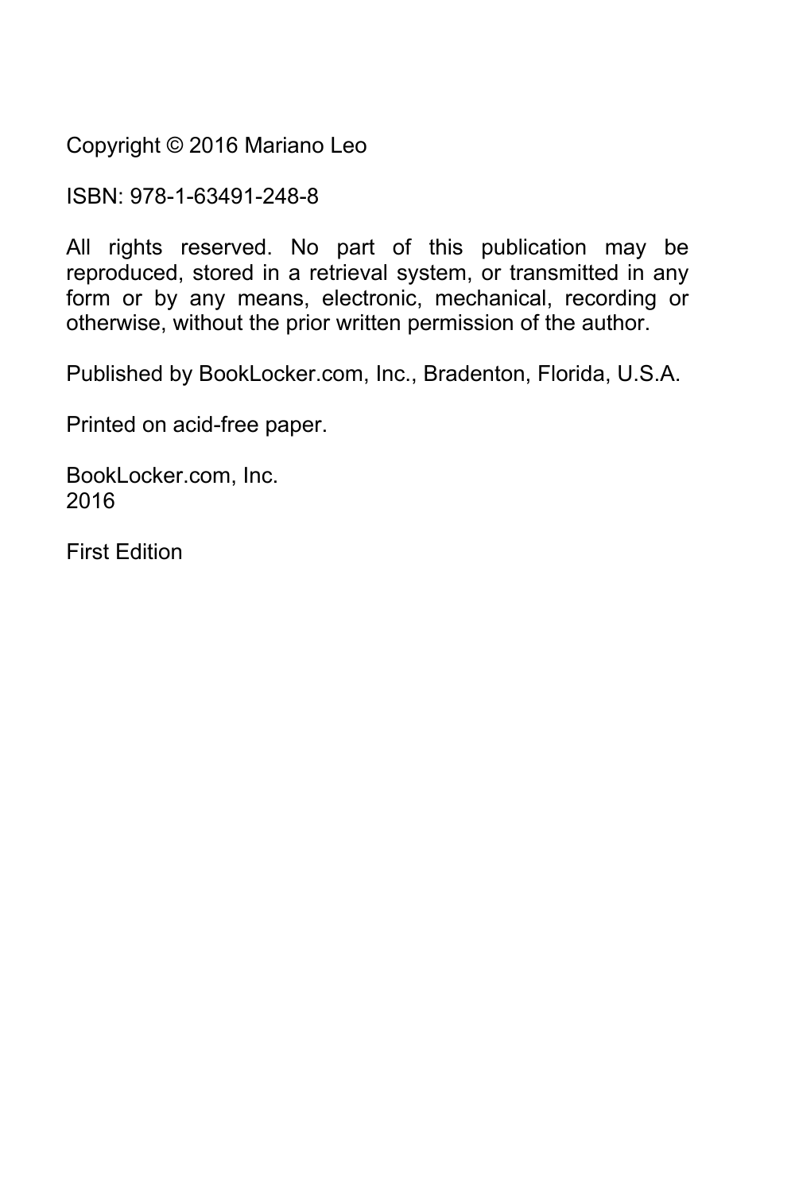Copyright © 2016 Mariano Leo

ISBN: 978-1-63491-248-8

All rights reserved. No part of this publication may be reproduced, stored in a retrieval system, or transmitted in any form or by any means, electronic, mechanical, recording or otherwise, without the prior written permission of the author.

Published by BookLocker.com, Inc., Bradenton, Florida, U.S.A.

Printed on acid-free paper.

BookLocker.com, Inc.
2016

First Edition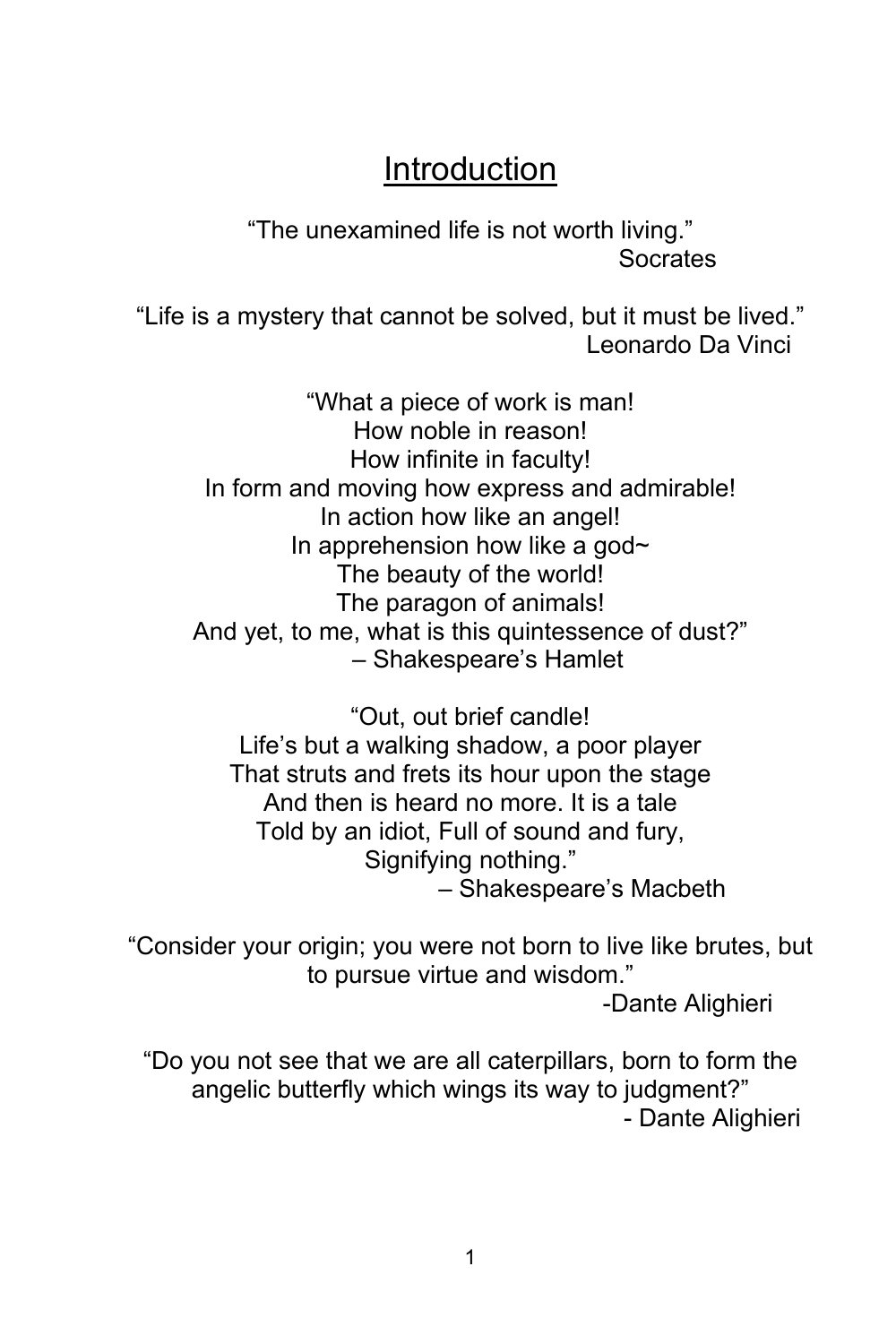# Introduction

"The unexamined life is not worth living."
Socrates

"Life is a mystery that cannot be solved, but it must be lived."
Leonardo Da Vinci

"What a piece of work is man!
How noble in reason!
How infinite in faculty!
In form and moving how express and admirable!
In action how like an angel!
In apprehension how like a god~
The beauty of the world!
The paragon of animals!
And yet, to me, what is this quintessence of dust?"
– Shakespeare's Hamlet

"Out, out brief candle!
Life's but a walking shadow, a poor player
That struts and frets its hour upon the stage
And then is heard no more. It is a tale
Told by an idiot, Full of sound and fury,
Signifying nothing."
– Shakespeare's Macbeth

"Consider your origin; you were not born to live like brutes, but to pursue virtue and wisdom."
-Dante Alighieri

"Do you not see that we are all caterpillars, born to form the angelic butterfly which wings its way to judgment?"
- Dante Alighieri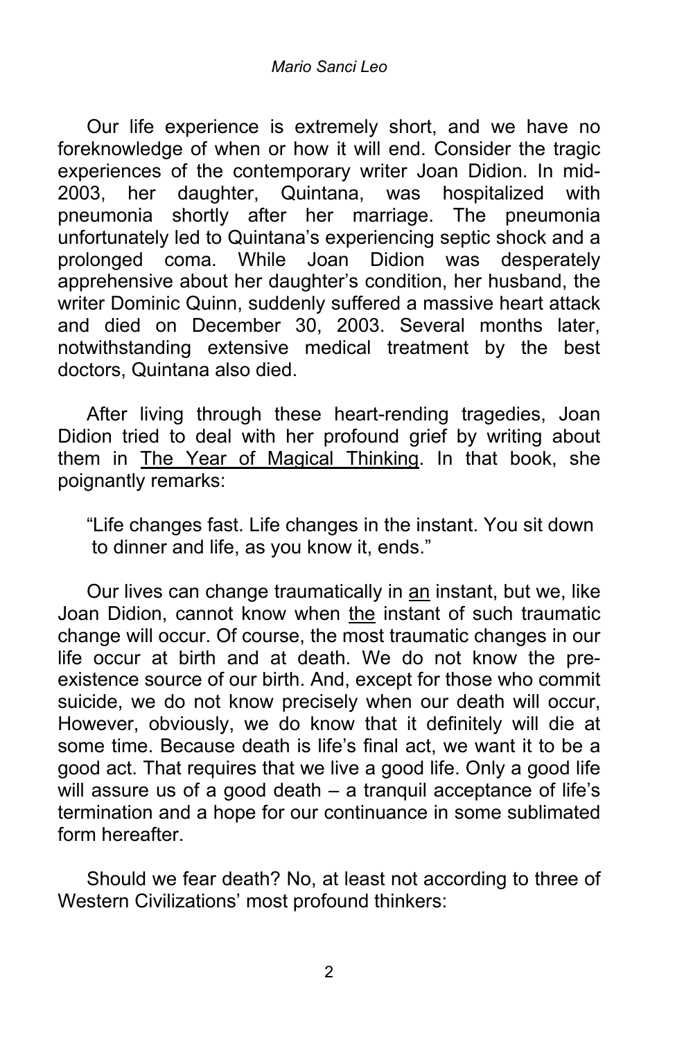Our life experience is extremely short, and we have no foreknowledge of when or how it will end. Consider the tragic experiences of the contemporary writer Joan Didion. In mid-2003, her daughter, Quintana, was hospitalized with pneumonia shortly after her marriage. The pneumonia unfortunately led to Quintana's experiencing septic shock and a prolonged coma. While Joan Didion was desperately apprehensive about her daughter's condition, her husband, the writer Dominic Quinn, suddenly suffered a massive heart attack and died on December 30, 2003. Several months later, notwithstanding extensive medical treatment by the best doctors, Quintana also died.

After living through these heart-rending tragedies, Joan Didion tried to deal with her profound grief by writing about them in <u>The Year of Magical Thinking</u>. In that book, she poignantly remarks:

> "Life changes fast. Life changes in the instant. You sit down to dinner and life, as you know it, ends."

Our lives can change traumatically in <u>an</u> instant, but we, like Joan Didion, cannot know when <u>the</u> instant of such traumatic change will occur. Of course, the most traumatic changes in our life occur at birth and at death. We do not know the pre-existence source of our birth. And, except for those who commit suicide, we do not know precisely when our death will occur, However, obviously, we do know that it definitely will die at some time. Because death is life's final act, we want it to be a good act. That requires that we live a good life. Only a good life will assure us of a good death – a tranquil acceptance of life's termination and a hope for our continuance in some sublimated form hereafter.

Should we fear death? No, at least not according to three of Western Civilizations' most profound thinkers: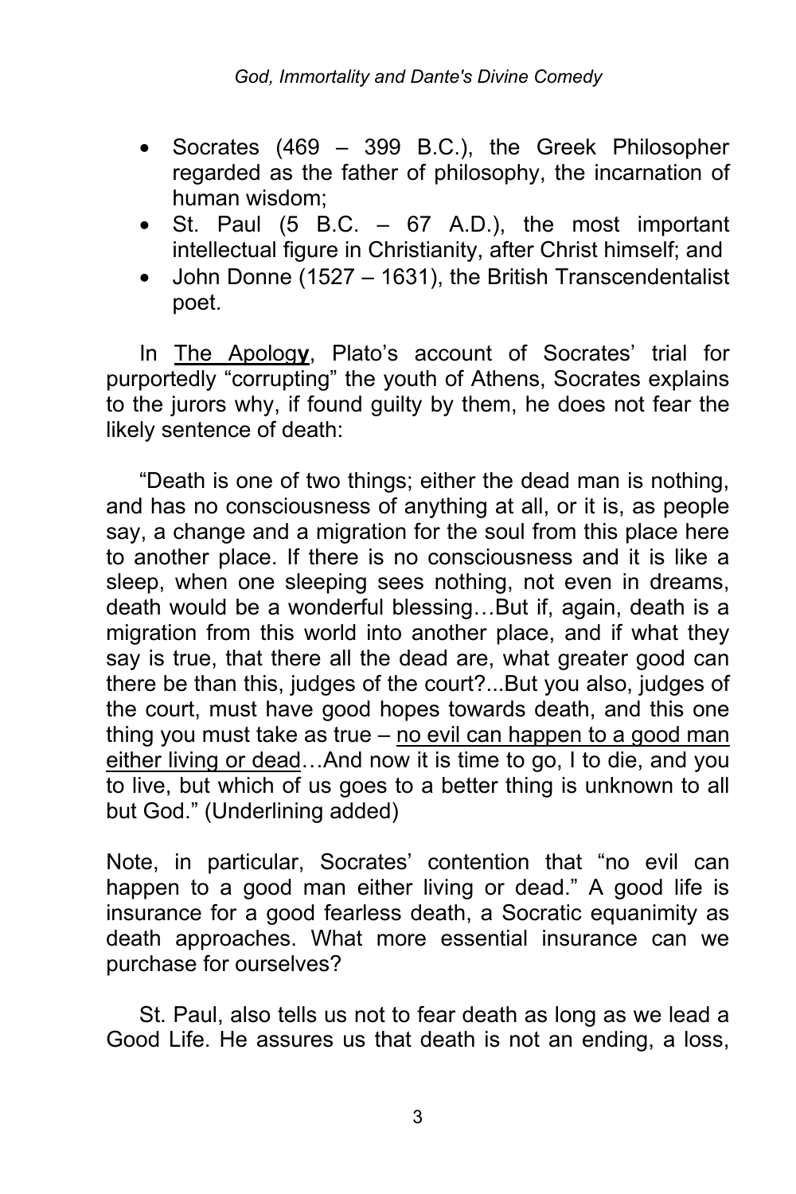- Socrates (469 – 399 B.C.), the Greek Philosopher regarded as the father of philosophy, the incarnation of human wisdom;
- St. Paul (5 B.C. – 67 A.D.), the most important intellectual figure in Christianity, after Christ himself; and
- John Donne (1527 – 1631), the British Transcendentalist poet.

In <u>The Apolog**y**</u>, Plato's account of Socrates' trial for purportedly "corrupting" the youth of Athens, Socrates explains to the jurors why, if found guilty by them, he does not fear the likely sentence of death:

"Death is one of two things; either the dead man is nothing, and has no consciousness of anything at all, or it is, as people say, a change and a migration for the soul from this place here to another place. If there is no consciousness and it is like a sleep, when one sleeping sees nothing, not even in dreams, death would be a wonderful blessing…But if, again, death is a migration from this world into another place, and if what they say is true, that there all the dead are, what greater good can there be than this, judges of the court?...But you also, judges of the court, must have good hopes towards death, and this one thing you must take as true – <u>no evil can happen to a good man either living or dead</u>…And now it is time to go, I to die, and you to live, but which of us goes to a better thing is unknown to all but God." (Underlining added)

Note, in particular, Socrates' contention that "no evil can happen to a good man either living or dead." A good life is insurance for a good fearless death, a Socratic equanimity as death approaches. What more essential insurance can we purchase for ourselves?

St. Paul, also tells us not to fear death as long as we lead a Good Life. He assures us that death is not an ending, a loss,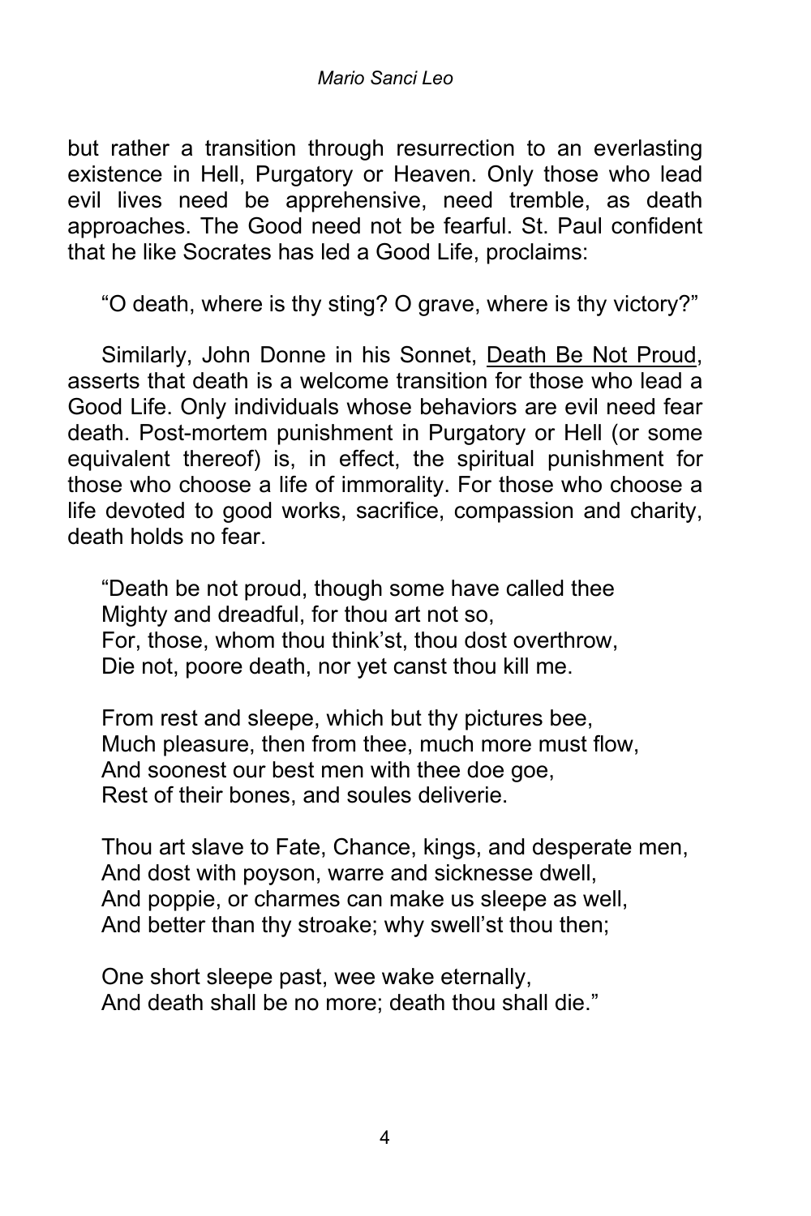but rather a transition through resurrection to an everlasting existence in Hell, Purgatory or Heaven. Only those who lead evil lives need be apprehensive, need tremble, as death approaches. The Good need not be fearful. St. Paul confident that he like Socrates has led a Good Life, proclaims:

"O death, where is thy sting? O grave, where is thy victory?"

Similarly, John Donne in his Sonnet, <u>Death Be Not Proud</u>, asserts that death is a welcome transition for those who lead a Good Life. Only individuals whose behaviors are evil need fear death. Post-mortem punishment in Purgatory or Hell (or some equivalent thereof) is, in effect, the spiritual punishment for those who choose a life of immorality. For those who choose a life devoted to good works, sacrifice, compassion and charity, death holds no fear.

"Death be not proud, though some have called thee  
Mighty and dreadful, for thou art not so,  
For, those, whom thou think'st, thou dost overthrow,  
Die not, poore death, nor yet canst thou kill me.

From rest and sleepe, which but thy pictures bee,  
Much pleasure, then from thee, much more must flow,  
And soonest our best men with thee doe goe,  
Rest of their bones, and soules deliverie.

Thou art slave to Fate, Chance, kings, and desperate men,  
And dost with poyson, warre and sicknesse dwell,  
And poppie, or charmes can make us sleepe as well,  
And better than thy stroake; why swell'st thou then;

One short sleepe past, wee wake eternally,  
And death shall be no more; death thou shall die."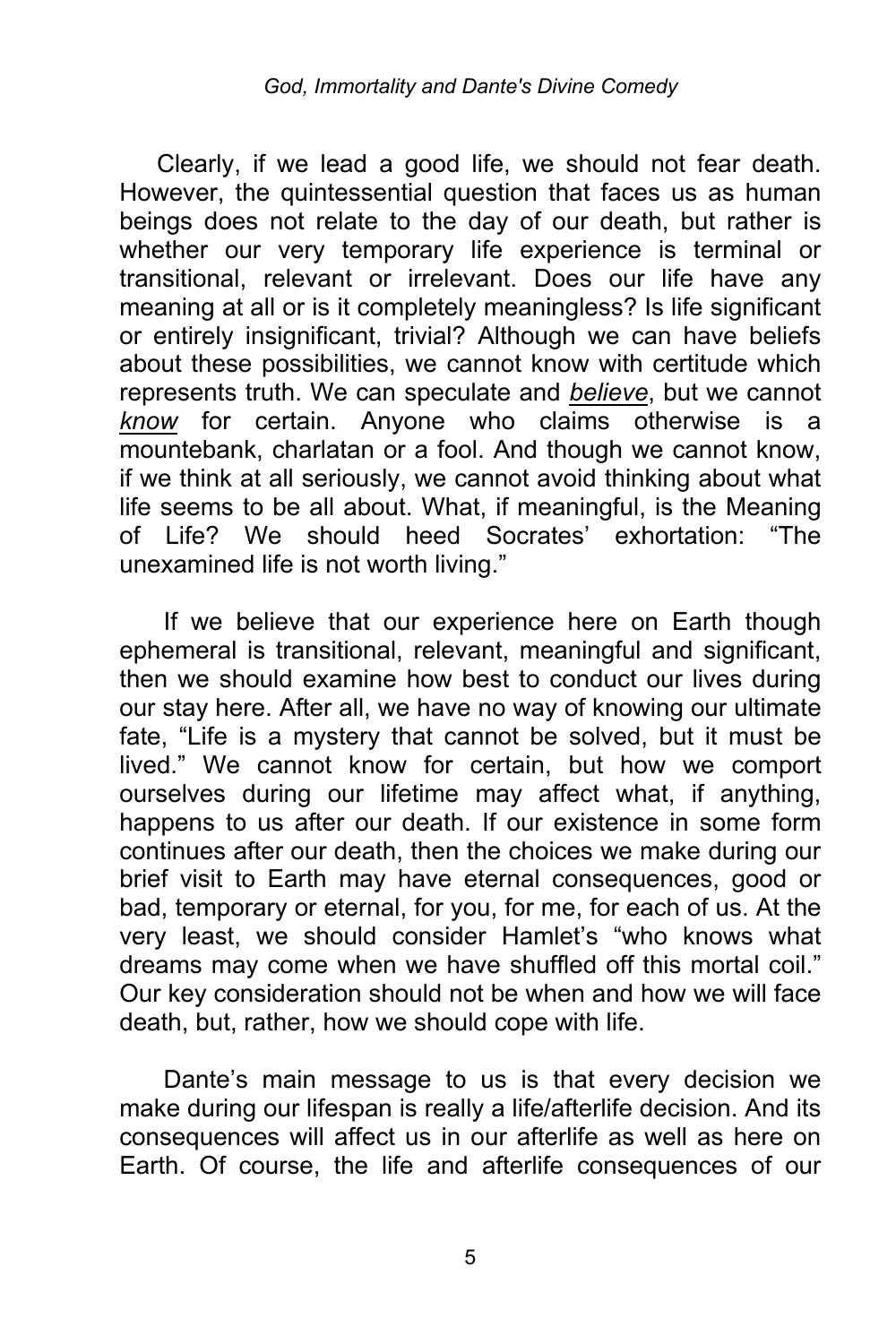Clearly, if we lead a good life, we should not fear death. However, the quintessential question that faces us as human beings does not relate to the day of our death, but rather is whether our very temporary life experience is terminal or transitional, relevant or irrelevant. Does our life have any meaning at all or is it completely meaningless? Is life significant or entirely insignificant, trivial? Although we can have beliefs about these possibilities, we cannot know with certitude which represents truth. We can speculate and ***believe***, but we cannot ***know*** for certain. Anyone who claims otherwise is a mountebank, charlatan or a fool. And though we cannot know, if we think at all seriously, we cannot avoid thinking about what life seems to be all about. What, if meaningful, is the Meaning of Life? We should heed Socrates' exhortation: "The unexamined life is not worth living."

If we believe that our experience here on Earth though ephemeral is transitional, relevant, meaningful and significant, then we should examine how best to conduct our lives during our stay here. After all, we have no way of knowing our ultimate fate, "Life is a mystery that cannot be solved, but it must be lived." We cannot know for certain, but how we comport ourselves during our lifetime may affect what, if anything, happens to us after our death. If our existence in some form continues after our death, then the choices we make during our brief visit to Earth may have eternal consequences, good or bad, temporary or eternal, for you, for me, for each of us. At the very least, we should consider Hamlet's "who knows what dreams may come when we have shuffled off this mortal coil." Our key consideration should not be when and how we will face death, but, rather, how we should cope with life.

Dante's main message to us is that every decision we make during our lifespan is really a life/afterlife decision. And its consequences will affect us in our afterlife as well as here on Earth. Of course, the life and afterlife consequences of our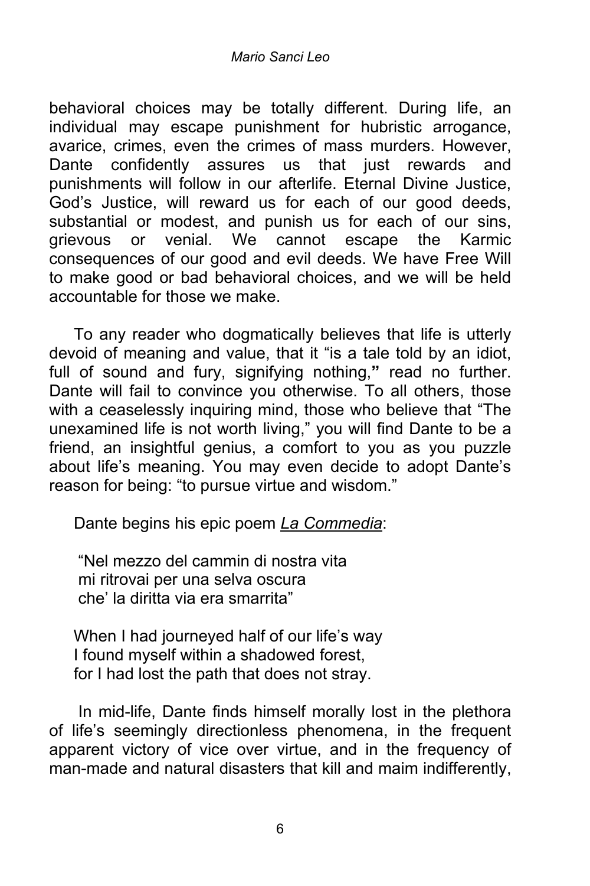behavioral choices may be totally different. During life, an individual may escape punishment for hubristic arrogance, avarice, crimes, even the crimes of mass murders. However, Dante confidently assures us that just rewards and punishments will follow in our afterlife. Eternal Divine Justice, God's Justice, will reward us for each of our good deeds, substantial or modest, and punish us for each of our sins, grievous or venial. We cannot escape the Karmic consequences of our good and evil deeds. We have Free Will to make good or bad behavioral choices, and we will be held accountable for those we make.

To any reader who dogmatically believes that life is utterly devoid of meaning and value, that it "is a tale told by an idiot, full of sound and fury, signifying nothing," read no further. Dante will fail to convince you otherwise. To all others, those with a ceaselessly inquiring mind, those who believe that "The unexamined life is not worth living," you will find Dante to be a friend, an insightful genius, a comfort to you as you puzzle about life's meaning. You may even decide to adopt Dante's reason for being: "to pursue virtue and wisdom."

Dante begins his epic poem *La Commedia*:

"Nel mezzo del cammin di nostra vita
mi ritrovai per una selva oscura
che' la diritta via era smarrita"

When I had journeyed half of our life's way
I found myself within a shadowed forest,
for I had lost the path that does not stray.

In mid-life, Dante finds himself morally lost in the plethora of life's seemingly directionless phenomena, in the frequent apparent victory of vice over virtue, and in the frequency of man-made and natural disasters that kill and maim indifferently,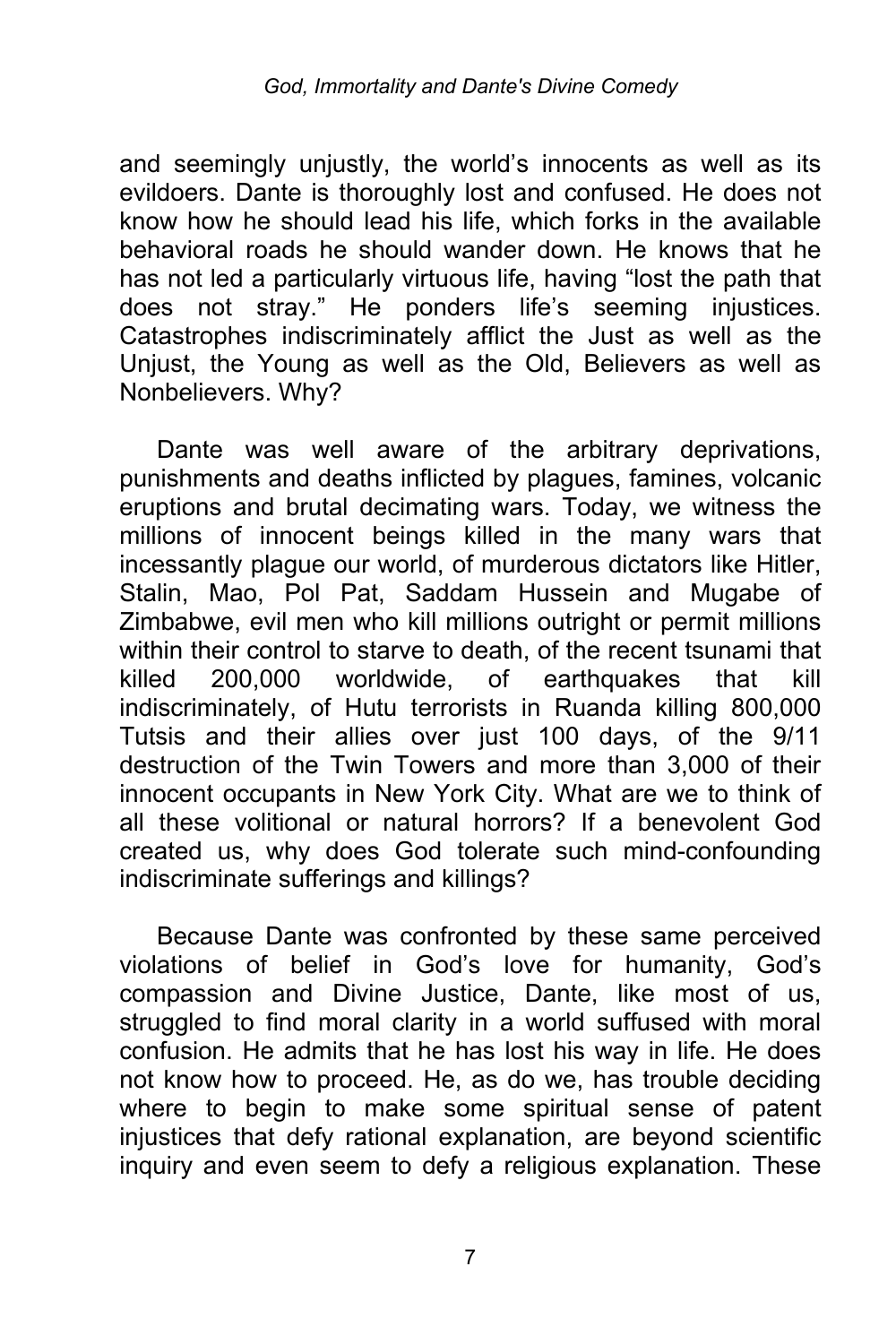and seemingly unjustly, the world's innocents as well as its evildoers. Dante is thoroughly lost and confused. He does not know how he should lead his life, which forks in the available behavioral roads he should wander down. He knows that he has not led a particularly virtuous life, having "lost the path that does not stray." He ponders life's seeming injustices. Catastrophes indiscriminately afflict the Just as well as the Unjust, the Young as well as the Old, Believers as well as Nonbelievers. Why?

Dante was well aware of the arbitrary deprivations, punishments and deaths inflicted by plagues, famines, volcanic eruptions and brutal decimating wars. Today, we witness the millions of innocent beings killed in the many wars that incessantly plague our world, of murderous dictators like Hitler, Stalin, Mao, Pol Pat, Saddam Hussein and Mugabe of Zimbabwe, evil men who kill millions outright or permit millions within their control to starve to death, of the recent tsunami that killed 200,000 worldwide, of earthquakes that kill indiscriminately, of Hutu terrorists in Ruanda killing 800,000 Tutsis and their allies over just 100 days, of the 9/11 destruction of the Twin Towers and more than 3,000 of their innocent occupants in New York City. What are we to think of all these volitional or natural horrors? If a benevolent God created us, why does God tolerate such mind-confounding indiscriminate sufferings and killings?

Because Dante was confronted by these same perceived violations of belief in God's love for humanity, God's compassion and Divine Justice, Dante, like most of us, struggled to find moral clarity in a world suffused with moral confusion. He admits that he has lost his way in life. He does not know how to proceed. He, as do we, has trouble deciding where to begin to make some spiritual sense of patent injustices that defy rational explanation, are beyond scientific inquiry and even seem to defy a religious explanation. These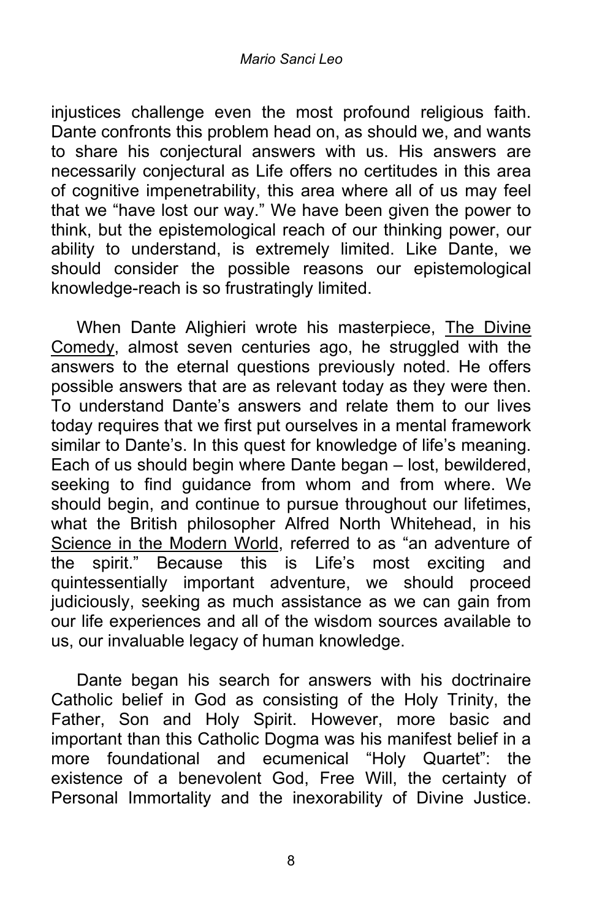injustices challenge even the most profound religious faith. Dante confronts this problem head on, as should we, and wants to share his conjectural answers with us. His answers are necessarily conjectural as Life offers no certitudes in this area of cognitive impenetrability, this area where all of us may feel that we "have lost our way." We have been given the power to think, but the epistemological reach of our thinking power, our ability to understand, is extremely limited. Like Dante, we should consider the possible reasons our epistemological knowledge-reach is so frustratingly limited.

When Dante Alighieri wrote his masterpiece, The Divine Comedy, almost seven centuries ago, he struggled with the answers to the eternal questions previously noted. He offers possible answers that are as relevant today as they were then. To understand Dante's answers and relate them to our lives today requires that we first put ourselves in a mental framework similar to Dante's. In this quest for knowledge of life's meaning. Each of us should begin where Dante began – lost, bewildered, seeking to find guidance from whom and from where. We should begin, and continue to pursue throughout our lifetimes, what the British philosopher Alfred North Whitehead, in his Science in the Modern World, referred to as "an adventure of the spirit." Because this is Life's most exciting and quintessentially important adventure, we should proceed judiciously, seeking as much assistance as we can gain from our life experiences and all of the wisdom sources available to us, our invaluable legacy of human knowledge.

Dante began his search for answers with his doctrinaire Catholic belief in God as consisting of the Holy Trinity, the Father, Son and Holy Spirit. However, more basic and important than this Catholic Dogma was his manifest belief in a more foundational and ecumenical "Holy Quartet": the existence of a benevolent God, Free Will, the certainty of Personal Immortality and the inexorability of Divine Justice.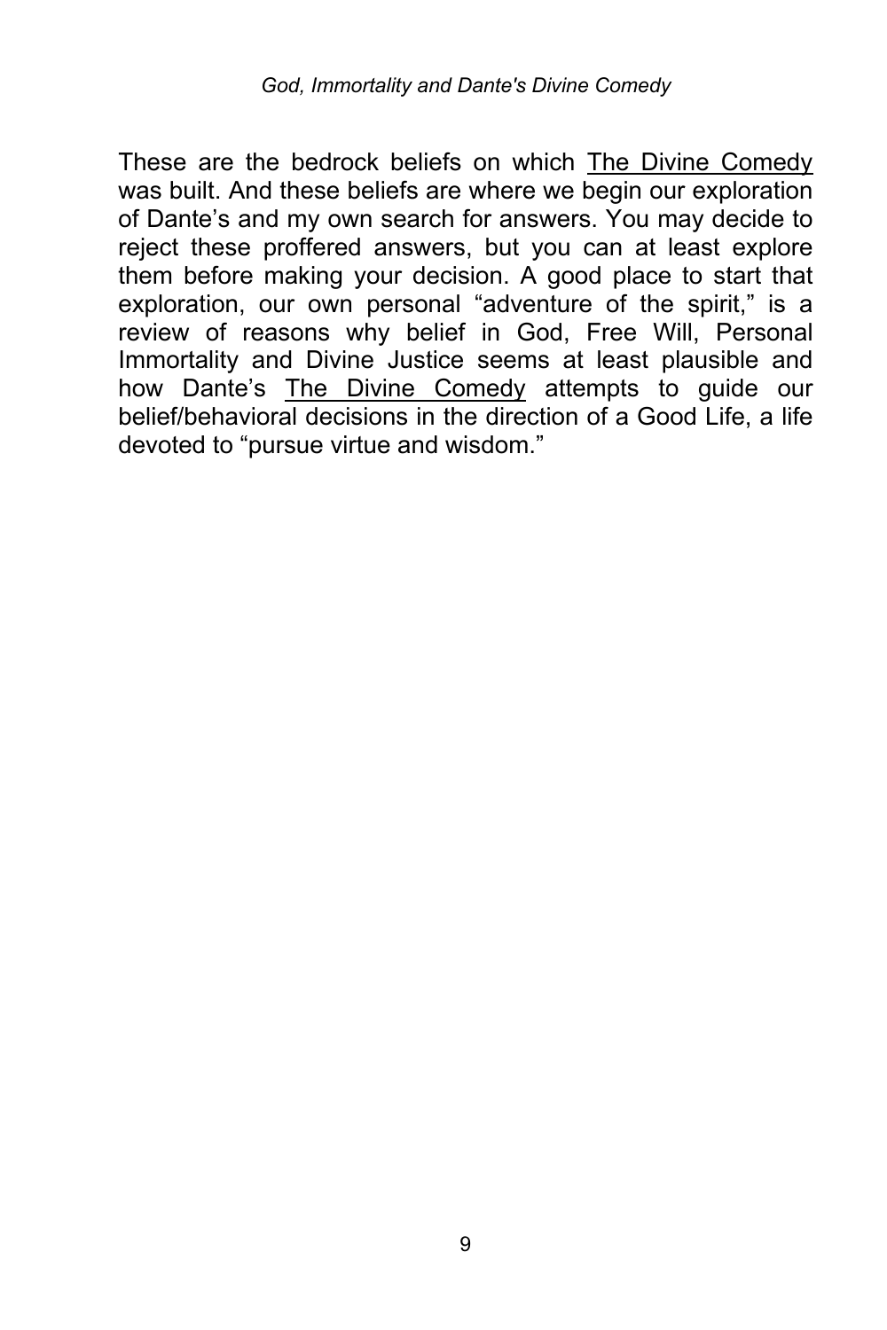These are the bedrock beliefs on which The Divine Comedy was built. And these beliefs are where we begin our exploration of Dante's and my own search for answers. You may decide to reject these proffered answers, but you can at least explore them before making your decision. A good place to start that exploration, our own personal "adventure of the spirit," is a review of reasons why belief in God, Free Will, Personal Immortality and Divine Justice seems at least plausible and how Dante's The Divine Comedy attempts to guide our belief/behavioral decisions in the direction of a Good Life, a life devoted to "pursue virtue and wisdom."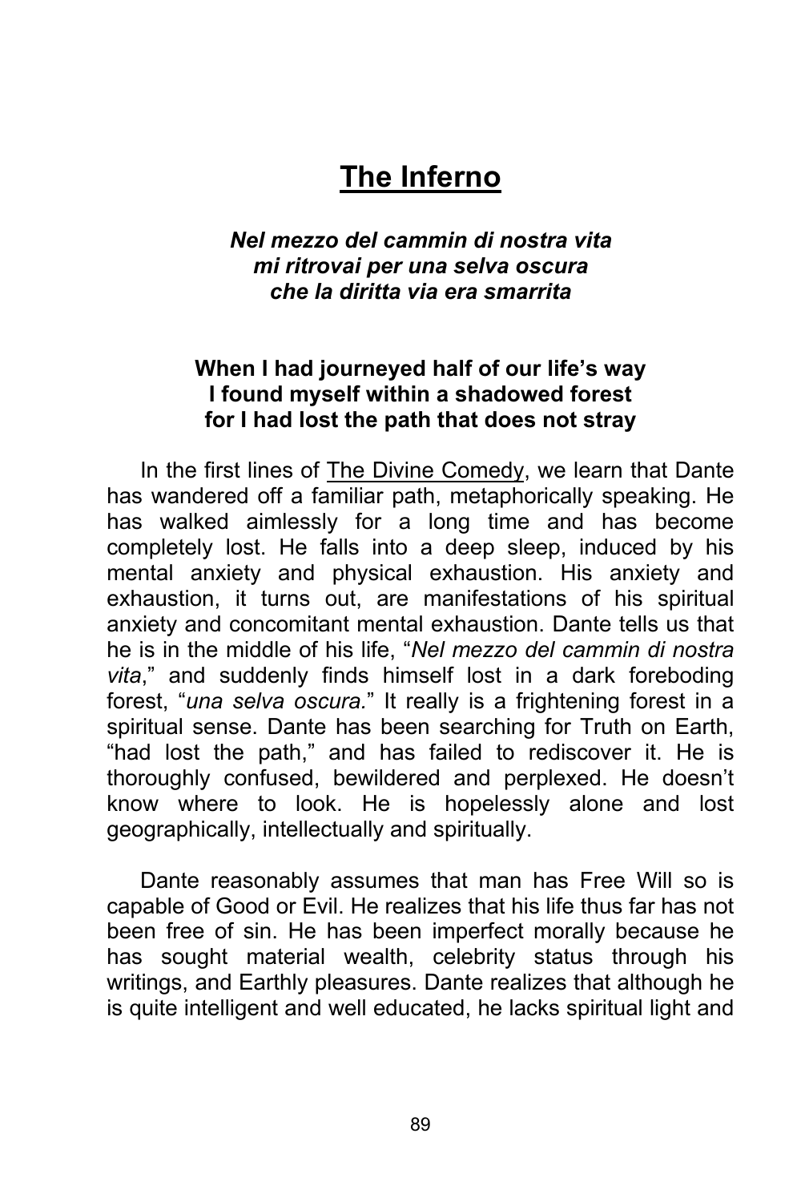# The Inferno

***Nel mezzo del cammin di nostra vita***
***mi ritrovai per una selva oscura***
***che la diritta via era smarrita***

**When I had journeyed half of our life's way**
**I found myself within a shadowed forest**
**for I had lost the path that does not stray**

In the first lines of The Divine Comedy, we learn that Dante has wandered off a familiar path, metaphorically speaking. He has walked aimlessly for a long time and has become completely lost. He falls into a deep sleep, induced by his mental anxiety and physical exhaustion. His anxiety and exhaustion, it turns out, are manifestations of his spiritual anxiety and concomitant mental exhaustion. Dante tells us that he is in the middle of his life, "*Nel mezzo del cammin di nostra vita*," and suddenly finds himself lost in a dark foreboding forest, "*una selva oscura.*" It really is a frightening forest in a spiritual sense. Dante has been searching for Truth on Earth, "had lost the path," and has failed to rediscover it. He is thoroughly confused, bewildered and perplexed. He doesn't know where to look. He is hopelessly alone and lost geographically, intellectually and spiritually.

Dante reasonably assumes that man has Free Will so is capable of Good or Evil. He realizes that his life thus far has not been free of sin. He has been imperfect morally because he has sought material wealth, celebrity status through his writings, and Earthly pleasures. Dante realizes that although he is quite intelligent and well educated, he lacks spiritual light and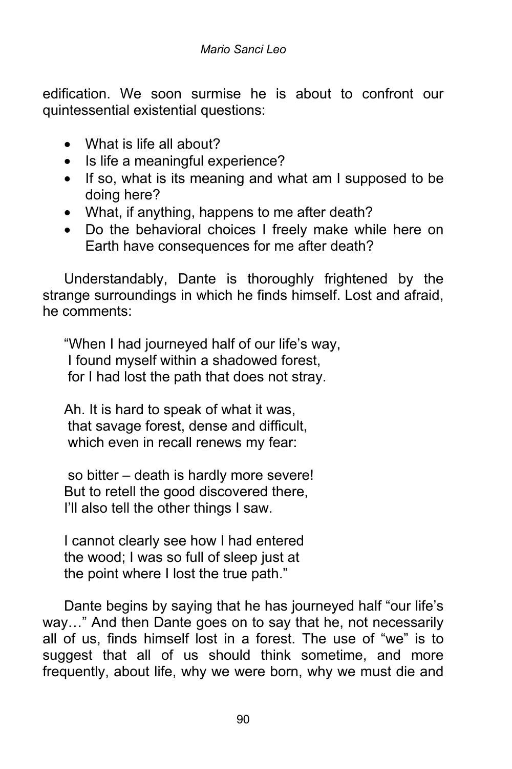edification. We soon surmise he is about to confront our quintessential existential questions:

- What is life all about?
- Is life a meaningful experience?
- If so, what is its meaning and what am I supposed to be doing here?
- What, if anything, happens to me after death?
- Do the behavioral choices I freely make while here on Earth have consequences for me after death?

Understandably, Dante is thoroughly frightened by the strange surroundings in which he finds himself. Lost and afraid, he comments:

> "When I had journeyed half of our life's way,
> I found myself within a shadowed forest,
> for I had lost the path that does not stray.
>
> Ah. It is hard to speak of what it was,
> that savage forest, dense and difficult,
> which even in recall renews my fear:
>
> so bitter – death is hardly more severe!
> But to retell the good discovered there,
> I'll also tell the other things I saw.
>
> I cannot clearly see how I had entered
> the wood; I was so full of sleep just at
> the point where I lost the true path."

Dante begins by saying that he has journeyed half "our life's way…" And then Dante goes on to say that he, not necessarily all of us, finds himself lost in a forest. The use of "we" is to suggest that all of us should think sometime, and more frequently, about life, why we were born, why we must die and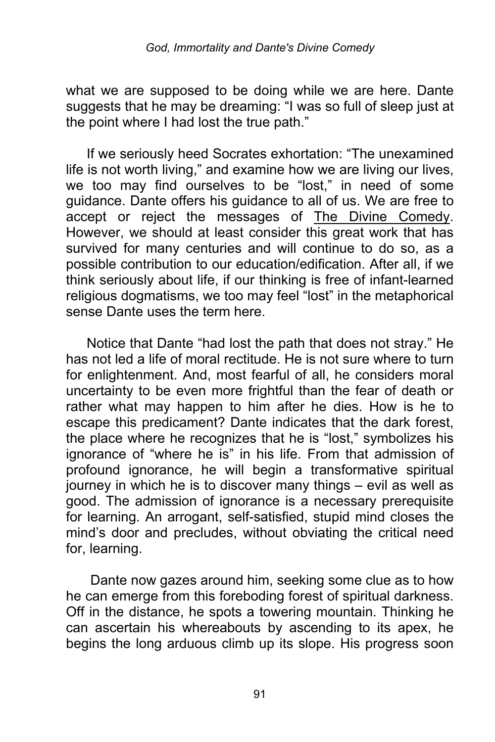what we are supposed to be doing while we are here. Dante suggests that he may be dreaming: “I was so full of sleep just at the point where I had lost the true path.”

If we seriously heed Socrates exhortation: “The unexamined life is not worth living,” and examine how we are living our lives, we too may find ourselves to be “lost,” in need of some guidance. Dante offers his guidance to all of us. We are free to accept or reject the messages of <u>The Divine Comedy</u>. However, we should at least consider this great work that has survived for many centuries and will continue to do so, as a possible contribution to our education/edification. After all, if we think seriously about life, if our thinking is free of infant-learned religious dogmatisms, we too may feel “lost” in the metaphorical sense Dante uses the term here.

Notice that Dante “had lost the path that does not stray.” He has not led a life of moral rectitude. He is not sure where to turn for enlightenment. And, most fearful of all, he considers moral uncertainty to be even more frightful than the fear of death or rather what may happen to him after he dies. How is he to escape this predicament? Dante indicates that the dark forest, the place where he recognizes that he is “lost,” symbolizes his ignorance of “where he is” in his life. From that admission of profound ignorance, he will begin a transformative spiritual journey in which he is to discover many things – evil as well as good. The admission of ignorance is a necessary prerequisite for learning. An arrogant, self-satisfied, stupid mind closes the mind’s door and precludes, without obviating the critical need for, learning.

Dante now gazes around him, seeking some clue as to how he can emerge from this foreboding forest of spiritual darkness. Off in the distance, he spots a towering mountain. Thinking he can ascertain his whereabouts by ascending to its apex, he begins the long arduous climb up its slope. His progress soon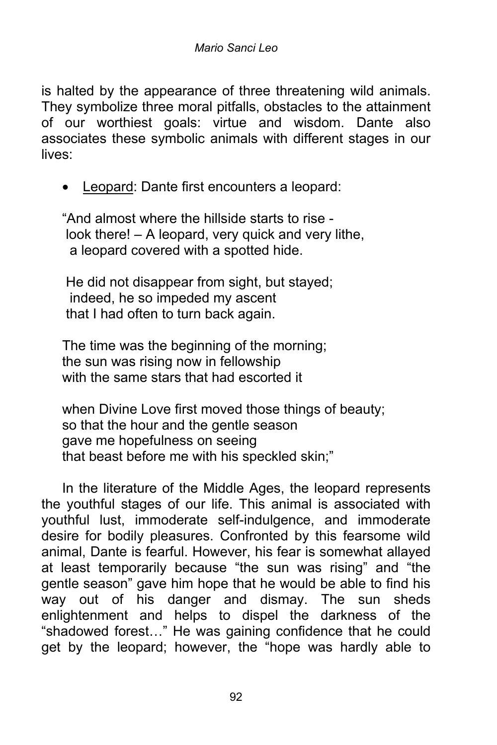is halted by the appearance of three threatening wild animals. They symbolize three moral pitfalls, obstacles to the attainment of our worthiest goals: virtue and wisdom. Dante also associates these symbolic animals with different stages in our lives:

- <u>Leopard</u>: Dante first encounters a leopard:

> "And almost where the hillside starts to rise -
> look there! – A leopard, very quick and very lithe,
> a leopard covered with a spotted hide.
>
> He did not disappear from sight, but stayed;
> indeed, he so impeded my ascent
> that I had often to turn back again.
>
> The time was the beginning of the morning;
> the sun was rising now in fellowship
> with the same stars that had escorted it
>
> when Divine Love first moved those things of beauty;
> so that the hour and the gentle season
> gave me hopefulness on seeing
> that beast before me with his speckled skin;"

In the literature of the Middle Ages, the leopard represents the youthful stages of our life. This animal is associated with youthful lust, immoderate self-indulgence, and immoderate desire for bodily pleasures. Confronted by this fearsome wild animal, Dante is fearful. However, his fear is somewhat allayed at least temporarily because "the sun was rising" and "the gentle season" gave him hope that he would be able to find his way out of his danger and dismay. The sun sheds enlightenment and helps to dispel the darkness of the "shadowed forest…" He was gaining confidence that he could get by the leopard; however, the "hope was hardly able to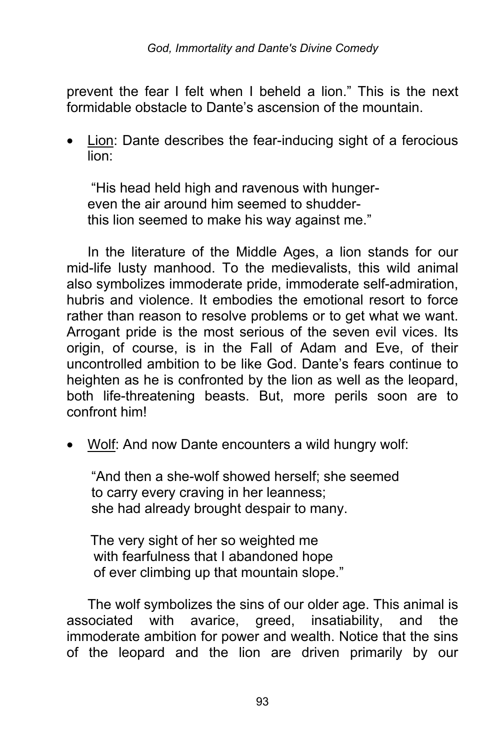prevent the fear I felt when I beheld a lion." This is the next formidable obstacle to Dante's ascension of the mountain.

- Lion: Dante describes the fear-inducing sight of a ferocious lion:

> "His head held high and ravenous with hunger-
> even the air around him seemed to shudder-
> this lion seemed to make his way against me."

In the literature of the Middle Ages, a lion stands for our mid-life lusty manhood. To the medievalists, this wild animal also symbolizes immoderate pride, immoderate self-admiration, hubris and violence. It embodies the emotional resort to force rather than reason to resolve problems or to get what we want. Arrogant pride is the most serious of the seven evil vices. Its origin, of course, is in the Fall of Adam and Eve, of their uncontrolled ambition to be like God. Dante's fears continue to heighten as he is confronted by the lion as well as the leopard, both life-threatening beasts. But, more perils soon are to confront him!

- Wolf: And now Dante encounters a wild hungry wolf:

> "And then a she-wolf showed herself; she seemed
> to carry every craving in her leanness;
> she had already brought despair to many.
>
> The very sight of her so weighted me
> with fearfulness that I abandoned hope
> of ever climbing up that mountain slope."

The wolf symbolizes the sins of our older age. This animal is associated with avarice, greed, insatiability, and the immoderate ambition for power and wealth. Notice that the sins of the leopard and the lion are driven primarily by our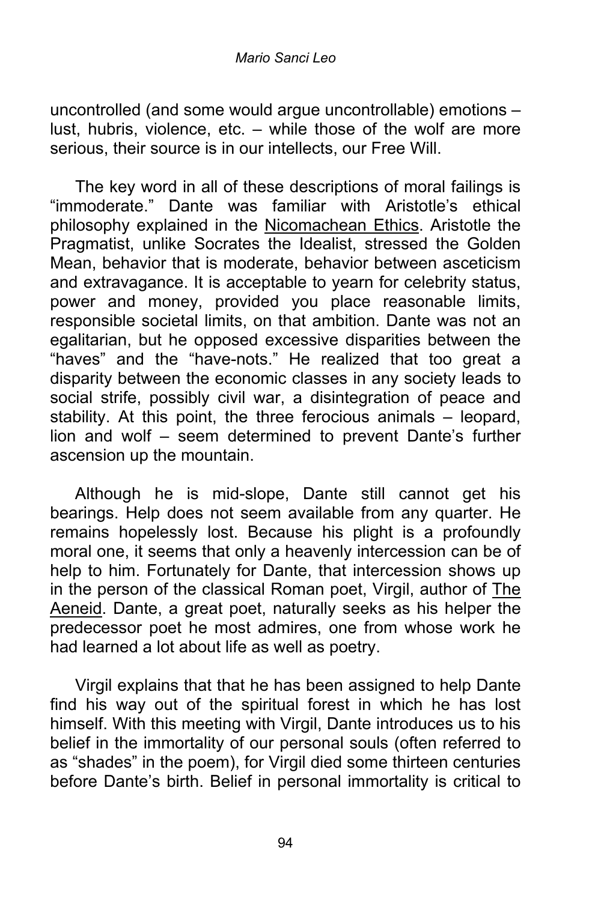uncontrolled (and some would argue uncontrollable) emotions – lust, hubris, violence, etc. – while those of the wolf are more serious, their source is in our intellects, our Free Will.

The key word in all of these descriptions of moral failings is "immoderate." Dante was familiar with Aristotle's ethical philosophy explained in the Nicomachean Ethics. Aristotle the Pragmatist, unlike Socrates the Idealist, stressed the Golden Mean, behavior that is moderate, behavior between asceticism and extravagance. It is acceptable to yearn for celebrity status, power and money, provided you place reasonable limits, responsible societal limits, on that ambition. Dante was not an egalitarian, but he opposed excessive disparities between the "haves" and the "have-nots." He realized that too great a disparity between the economic classes in any society leads to social strife, possibly civil war, a disintegration of peace and stability. At this point, the three ferocious animals – leopard, lion and wolf – seem determined to prevent Dante's further ascension up the mountain.

Although he is mid-slope, Dante still cannot get his bearings. Help does not seem available from any quarter. He remains hopelessly lost. Because his plight is a profoundly moral one, it seems that only a heavenly intercession can be of help to him. Fortunately for Dante, that intercession shows up in the person of the classical Roman poet, Virgil, author of The Aeneid. Dante, a great poet, naturally seeks as his helper the predecessor poet he most admires, one from whose work he had learned a lot about life as well as poetry.

Virgil explains that that he has been assigned to help Dante find his way out of the spiritual forest in which he has lost himself. With this meeting with Virgil, Dante introduces us to his belief in the immortality of our personal souls (often referred to as "shades" in the poem), for Virgil died some thirteen centuries before Dante's birth. Belief in personal immortality is critical to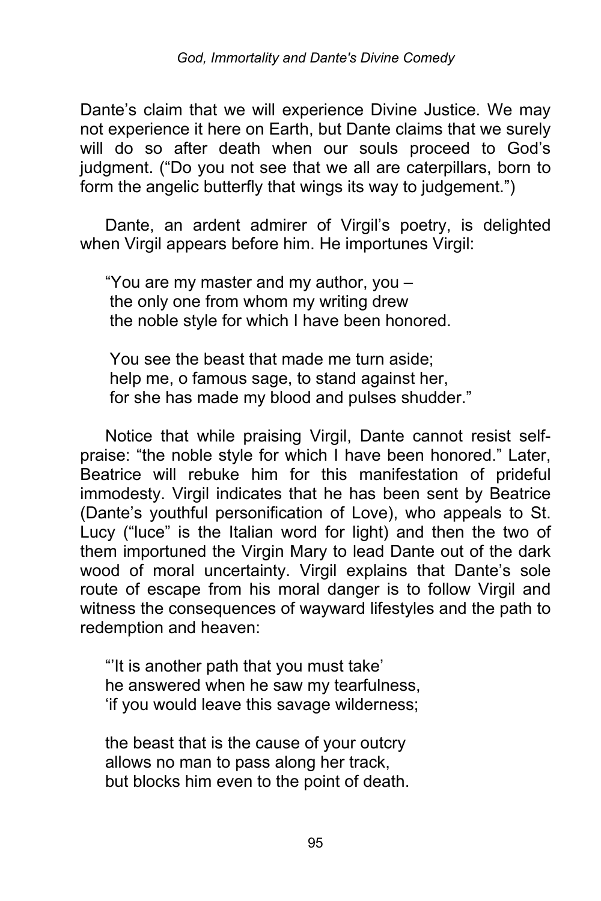Dante's claim that we will experience Divine Justice. We may not experience it here on Earth, but Dante claims that we surely will do so after death when our souls proceed to God's judgment. ("Do you not see that we all are caterpillars, born to form the angelic butterfly that wings its way to judgement.")

Dante, an ardent admirer of Virgil's poetry, is delighted when Virgil appears before him. He importunes Virgil:

> "You are my master and my author, you –
> the only one from whom my writing drew
> the noble style for which I have been honored.
>
> You see the beast that made me turn aside;
> help me, o famous sage, to stand against her,
> for she has made my blood and pulses shudder."

Notice that while praising Virgil, Dante cannot resist self-praise: "the noble style for which I have been honored." Later, Beatrice will rebuke him for this manifestation of prideful immodesty. Virgil indicates that he has been sent by Beatrice (Dante's youthful personification of Love), who appeals to St. Lucy ("luce" is the Italian word for light) and then the two of them importuned the Virgin Mary to lead Dante out of the dark wood of moral uncertainty. Virgil explains that Dante's sole route of escape from his moral danger is to follow Virgil and witness the consequences of wayward lifestyles and the path to redemption and heaven:

> "'It is another path that you must take'
> he answered when he saw my tearfulness,
> 'if you would leave this savage wilderness;
>
> the beast that is the cause of your outcry
> allows no man to pass along her track,
> but blocks him even to the point of death.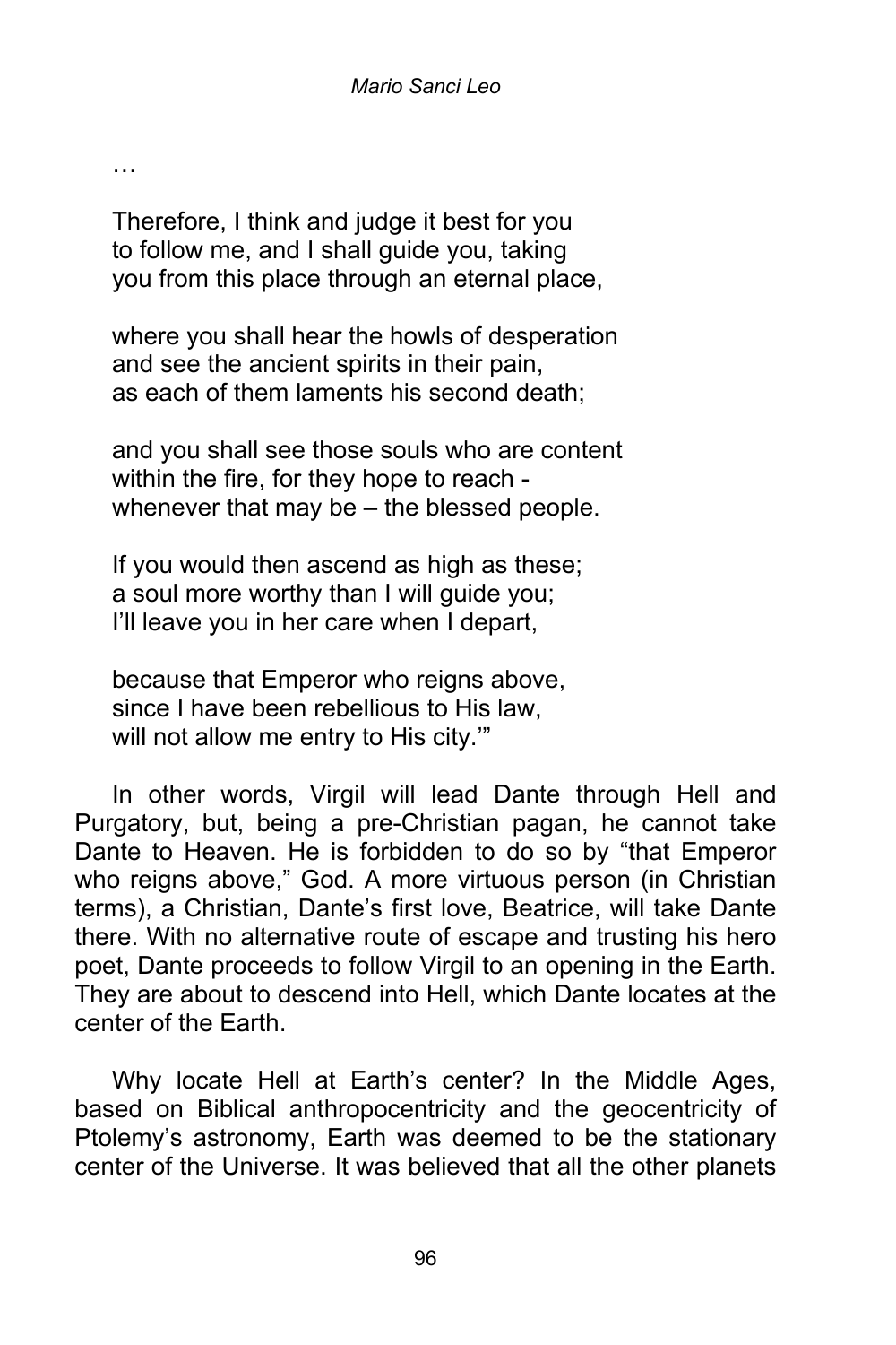…

Therefore, I think and judge it best for you
to follow me, and I shall guide you, taking
you from this place through an eternal place,

where you shall hear the howls of desperation
and see the ancient spirits in their pain,
as each of them laments his second death;

and you shall see those souls who are content
within the fire, for they hope to reach -
whenever that may be – the blessed people.

If you would then ascend as high as these;
a soul more worthy than I will guide you;
I'll leave you in her care when I depart,

because that Emperor who reigns above,
since I have been rebellious to His law,
will not allow me entry to His city.'"

In other words, Virgil will lead Dante through Hell and Purgatory, but, being a pre-Christian pagan, he cannot take Dante to Heaven. He is forbidden to do so by "that Emperor who reigns above," God. A more virtuous person (in Christian terms), a Christian, Dante's first love, Beatrice, will take Dante there. With no alternative route of escape and trusting his hero poet, Dante proceeds to follow Virgil to an opening in the Earth. They are about to descend into Hell, which Dante locates at the center of the Earth.

Why locate Hell at Earth's center? In the Middle Ages, based on Biblical anthropocentricity and the geocentricity of Ptolemy's astronomy, Earth was deemed to be the stationary center of the Universe. It was believed that all the other planets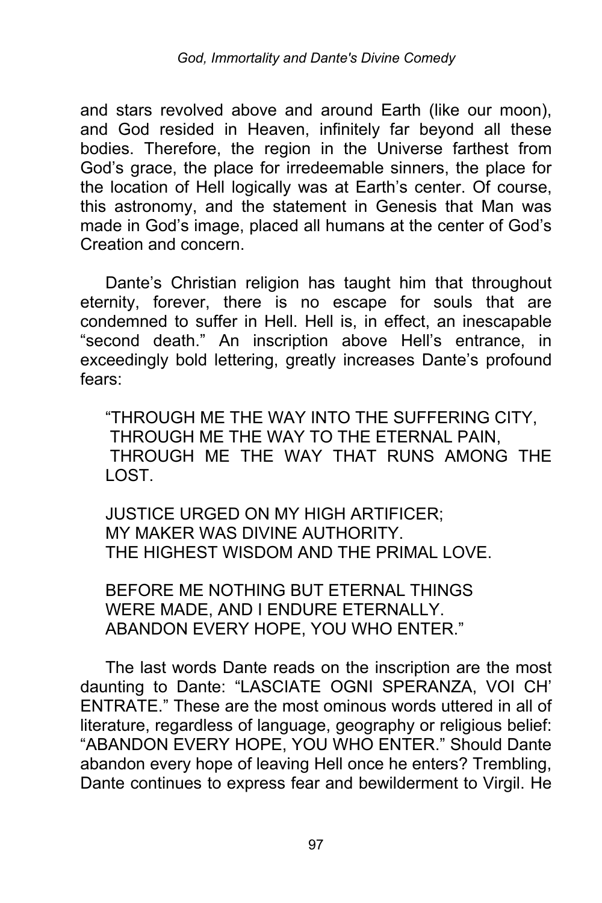and stars revolved above and around Earth (like our moon), and God resided in Heaven, infinitely far beyond all these bodies. Therefore, the region in the Universe farthest from God's grace, the place for irredeemable sinners, the place for the location of Hell logically was at Earth's center. Of course, this astronomy, and the statement in Genesis that Man was made in God's image, placed all humans at the center of God's Creation and concern.

Dante's Christian religion has taught him that throughout eternity, forever, there is no escape for souls that are condemned to suffer in Hell. Hell is, in effect, an inescapable "second death." An inscription above Hell's entrance, in exceedingly bold lettering, greatly increases Dante's profound fears:

> "THROUGH ME THE WAY INTO THE SUFFERING CITY,
> THROUGH ME THE WAY TO THE ETERNAL PAIN,
> THROUGH ME THE WAY THAT RUNS AMONG THE LOST.
>
> JUSTICE URGED ON MY HIGH ARTIFICER;
> MY MAKER WAS DIVINE AUTHORITY.
> THE HIGHEST WISDOM AND THE PRIMAL LOVE.
>
> BEFORE ME NOTHING BUT ETERNAL THINGS
> WERE MADE, AND I ENDURE ETERNALLY.
> ABANDON EVERY HOPE, YOU WHO ENTER."

The last words Dante reads on the inscription are the most daunting to Dante: "LASCIATE OGNI SPERANZA, VOI CH' ENTRATE." These are the most ominous words uttered in all of literature, regardless of language, geography or religious belief: "ABANDON EVERY HOPE, YOU WHO ENTER." Should Dante abandon every hope of leaving Hell once he enters? Trembling, Dante continues to express fear and bewilderment to Virgil. He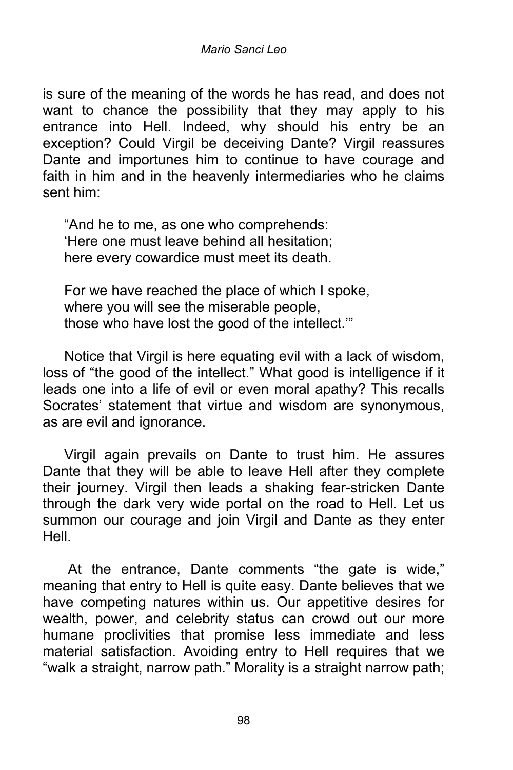is sure of the meaning of the words he has read, and does not want to chance the possibility that they may apply to his entrance into Hell. Indeed, why should his entry be an exception? Could Virgil be deceiving Dante? Virgil reassures Dante and importunes him to continue to have courage and faith in him and in the heavenly intermediaries who he claims sent him:

> "And he to me, as one who comprehends:
> 'Here one must leave behind all hesitation;
> here every cowardice must meet its death.
>
> For we have reached the place of which I spoke,
> where you will see the miserable people,
> those who have lost the good of the intellect.'"

Notice that Virgil is here equating evil with a lack of wisdom, loss of "the good of the intellect." What good is intelligence if it leads one into a life of evil or even moral apathy? This recalls Socrates' statement that virtue and wisdom are synonymous, as are evil and ignorance.

Virgil again prevails on Dante to trust him. He assures Dante that they will be able to leave Hell after they complete their journey. Virgil then leads a shaking fear-stricken Dante through the dark very wide portal on the road to Hell. Let us summon our courage and join Virgil and Dante as they enter Hell.

At the entrance, Dante comments "the gate is wide," meaning that entry to Hell is quite easy. Dante believes that we have competing natures within us. Our appetitive desires for wealth, power, and celebrity status can crowd out our more humane proclivities that promise less immediate and less material satisfaction. Avoiding entry to Hell requires that we "walk a straight, narrow path." Morality is a straight narrow path;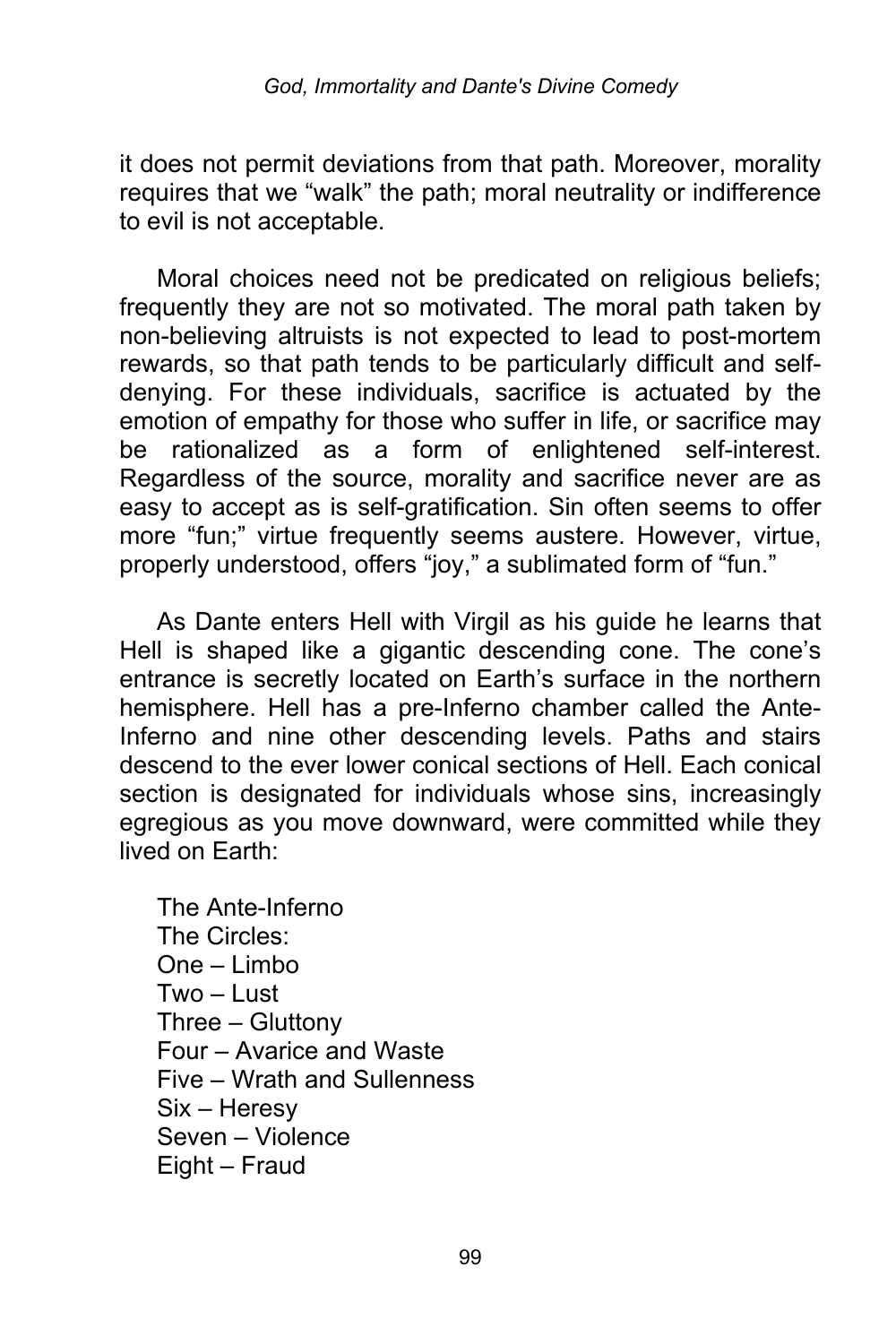it does not permit deviations from that path. Moreover, morality requires that we “walk” the path; moral neutrality or indifference to evil is not acceptable.

Moral choices need not be predicated on religious beliefs; frequently they are not so motivated. The moral path taken by non-believing altruists is not expected to lead to post-mortem rewards, so that path tends to be particularly difficult and self-denying. For these individuals, sacrifice is actuated by the emotion of empathy for those who suffer in life, or sacrifice may be rationalized as a form of enlightened self-interest. Regardless of the source, morality and sacrifice never are as easy to accept as is self-gratification. Sin often seems to offer more “fun;” virtue frequently seems austere. However, virtue, properly understood, offers “joy,” a sublimated form of “fun.”

As Dante enters Hell with Virgil as his guide he learns that Hell is shaped like a gigantic descending cone. The cone’s entrance is secretly located on Earth’s surface in the northern hemisphere. Hell has a pre-Inferno chamber called the Ante-Inferno and nine other descending levels. Paths and stairs descend to the ever lower conical sections of Hell. Each conical section is designated for individuals whose sins, increasingly egregious as you move downward, were committed while they lived on Earth:

The Ante-Inferno
The Circles:
One – Limbo
Two – Lust
Three – Gluttony
Four – Avarice and Waste
Five – Wrath and Sullenness
Six – Heresy
Seven – Violence
Eight – Fraud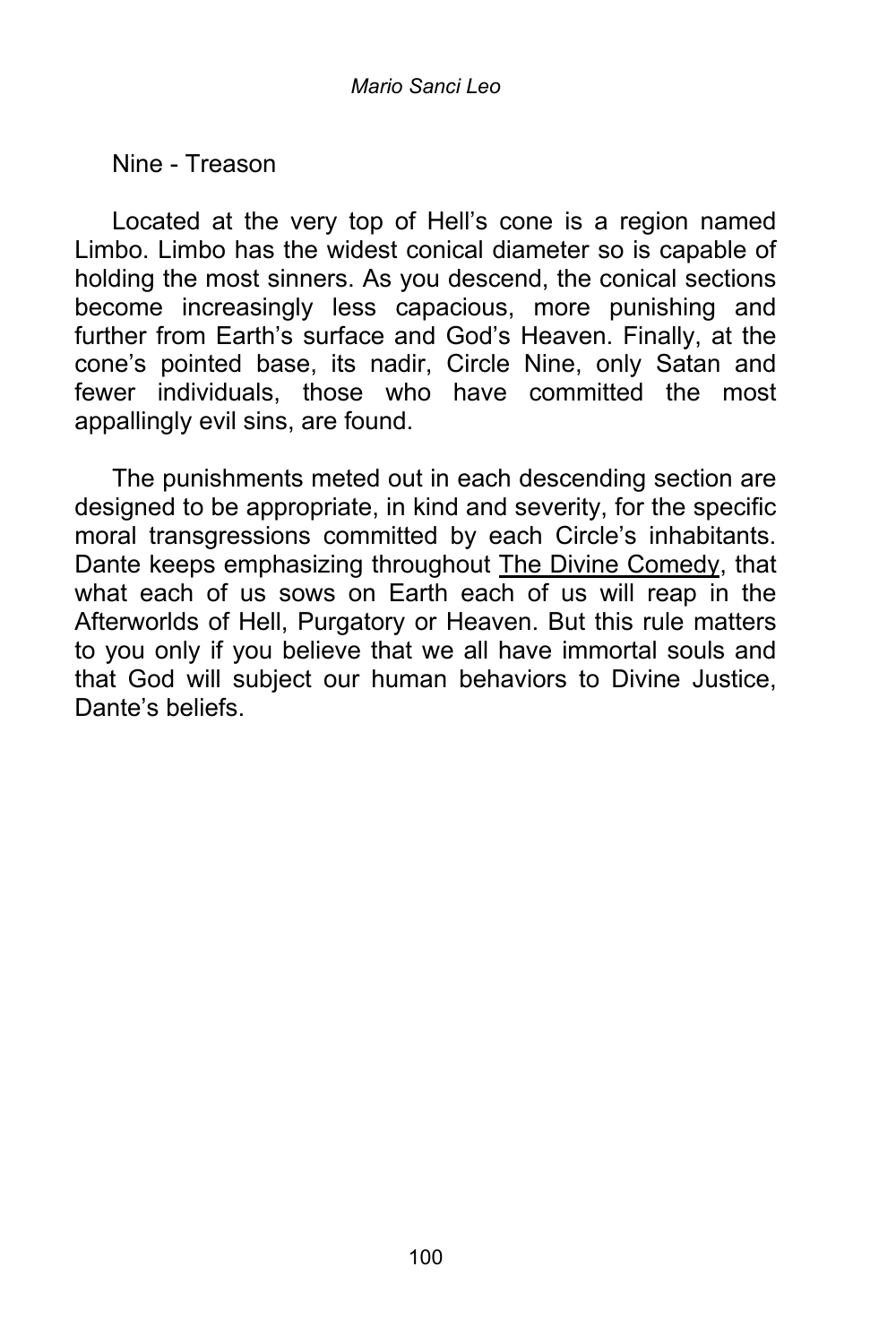Nine - Treason

Located at the very top of Hell's cone is a region named Limbo. Limbo has the widest conical diameter so is capable of holding the most sinners. As you descend, the conical sections become increasingly less capacious, more punishing and further from Earth's surface and God's Heaven. Finally, at the cone's pointed base, its nadir, Circle Nine, only Satan and fewer individuals, those who have committed the most appallingly evil sins, are found.

The punishments meted out in each descending section are designed to be appropriate, in kind and severity, for the specific moral transgressions committed by each Circle's inhabitants. Dante keeps emphasizing throughout The Divine Comedy, that what each of us sows on Earth each of us will reap in the Afterworlds of Hell, Purgatory or Heaven. But this rule matters to you only if you believe that we all have immortal souls and that God will subject our human behaviors to Divine Justice, Dante's beliefs.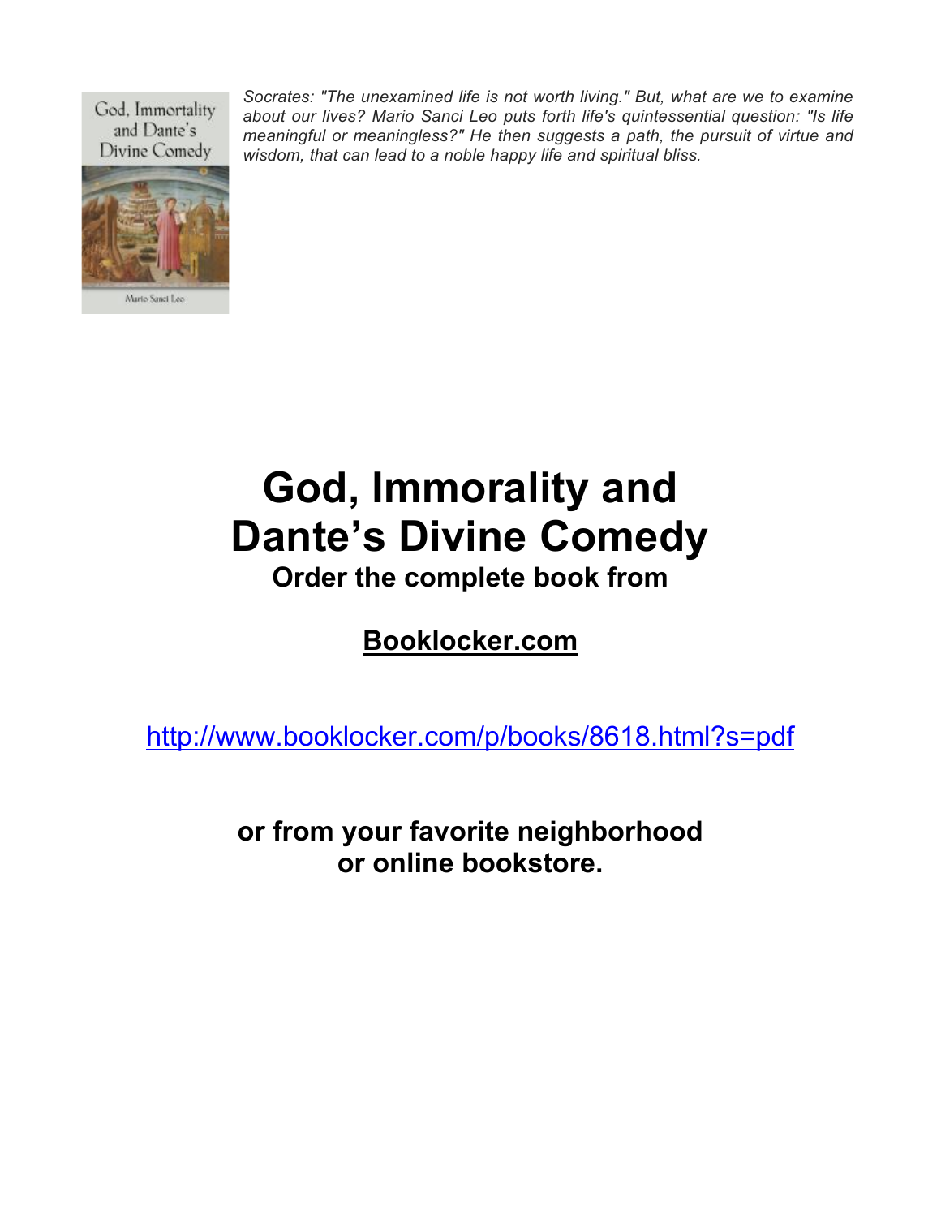*Socrates: "The unexamined life is not worth living." But, what are we to examine about our lives? Mario Sanci Leo puts forth life's quintessential question: "Is life meaningful or meaningless?" He then suggests a path, the pursuit of virtue and wisdom, that can lead to a noble happy life and spiritual bliss.*

# God, Immorality and Dante's Divine Comedy

**Order the complete book from**

**Booklocker.com**

http://www.booklocker.com/p/books/8618.html?s=pdf

**or from your favorite neighborhood or online bookstore.**